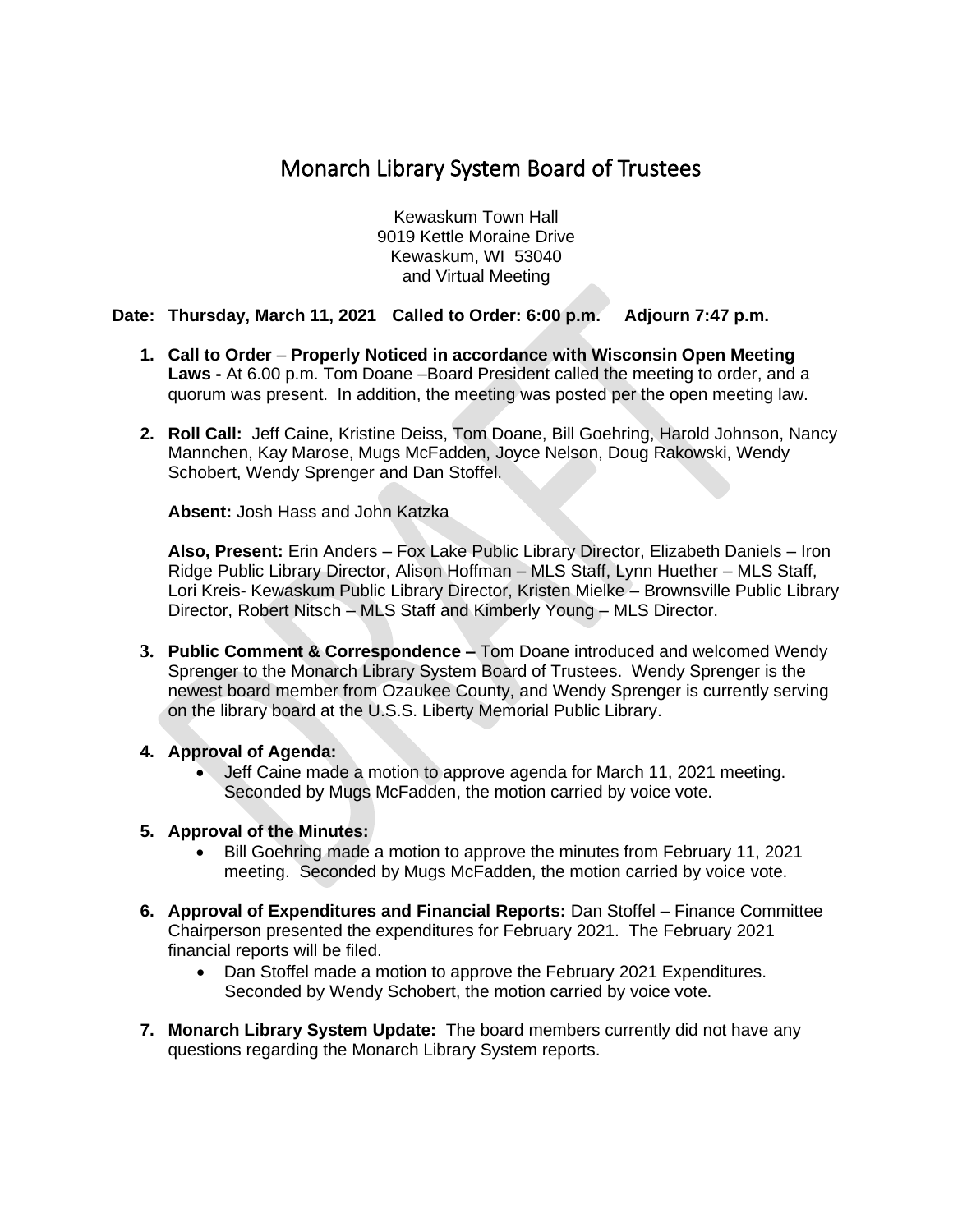# Monarch Library System Board of Trustees

Kewaskum Town Hall
9019 Kettle Moraine Drive
Kewaskum, WI 53040
and Virtual Meeting

**Date: Thursday, March 11, 2021 Called to Order: 6:00 p.m. Adjourn 7:47 p.m.**

1. **Call to Order** – **Properly Noticed in accordance with Wisconsin Open Meeting Laws -** At 6.00 p.m. Tom Doane –Board President called the meeting to order, and a quorum was present. In addition, the meeting was posted per the open meeting law.

2. **Roll Call:** Jeff Caine, Kristine Deiss, Tom Doane, Bill Goehring, Harold Johnson, Nancy Mannchen, Kay Marose, Mugs McFadden, Joyce Nelson, Doug Rakowski, Wendy Schobert, Wendy Sprenger and Dan Stoffel.

   **Absent:** Josh Hass and John Katzka

   **Also, Present:** Erin Anders – Fox Lake Public Library Director, Elizabeth Daniels – Iron Ridge Public Library Director, Alison Hoffman – MLS Staff, Lynn Huether – MLS Staff, Lori Kreis- Kewaskum Public Library Director, Kristen Mielke – Brownsville Public Library Director, Robert Nitsch – MLS Staff and Kimberly Young – MLS Director.

3. **Public Comment & Correspondence –** Tom Doane introduced and welcomed Wendy Sprenger to the Monarch Library System Board of Trustees. Wendy Sprenger is the newest board member from Ozaukee County, and Wendy Sprenger is currently serving on the library board at the U.S.S. Liberty Memorial Public Library.

4. **Approval of Agenda:**
   - Jeff Caine made a motion to approve agenda for March 11, 2021 meeting. Seconded by Mugs McFadden, the motion carried by voice vote.

5. **Approval of the Minutes:**
   - Bill Goehring made a motion to approve the minutes from February 11, 2021 meeting. Seconded by Mugs McFadden, the motion carried by voice vote.

6. **Approval of Expenditures and Financial Reports:** Dan Stoffel – Finance Committee Chairperson presented the expenditures for February 2021. The February 2021 financial reports will be filed.
   - Dan Stoffel made a motion to approve the February 2021 Expenditures. Seconded by Wendy Schobert, the motion carried by voice vote.

7. **Monarch Library System Update:** The board members currently did not have any questions regarding the Monarch Library System reports.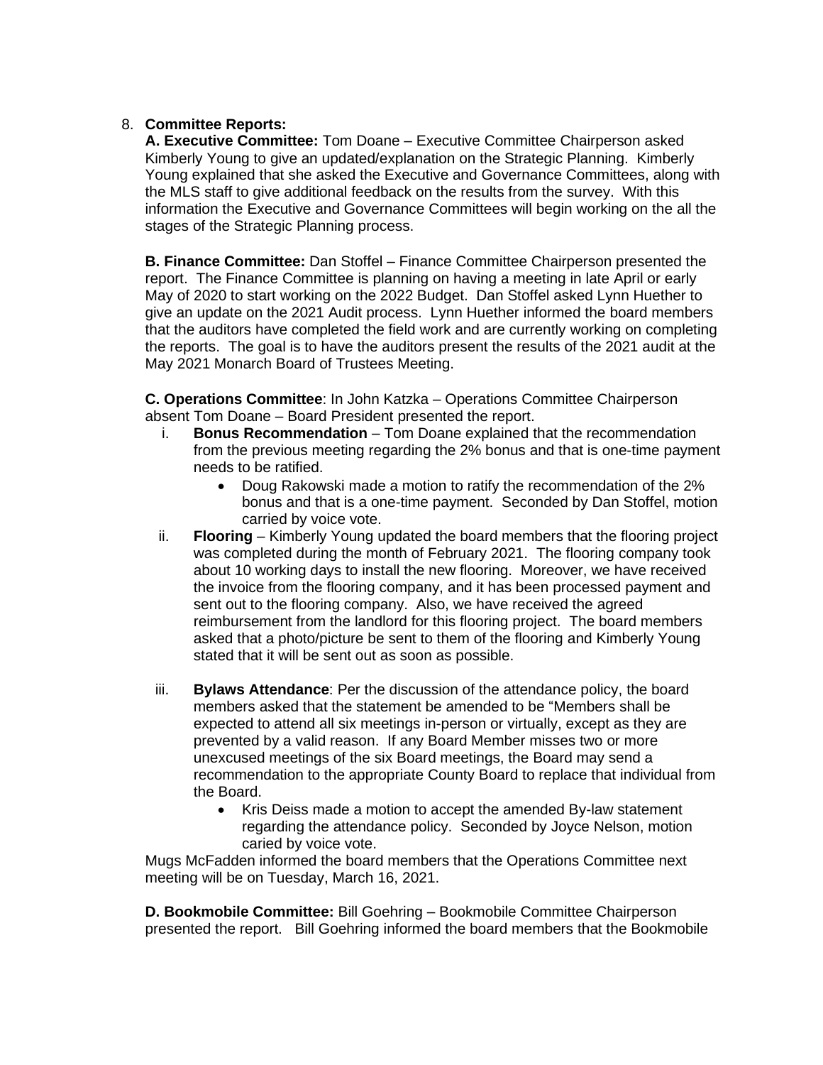8. **Committee Reports:**

   **A. Executive Committee:** Tom Doane – Executive Committee Chairperson asked Kimberly Young to give an updated/explanation on the Strategic Planning. Kimberly Young explained that she asked the Executive and Governance Committees, along with the MLS staff to give additional feedback on the results from the survey. With this information the Executive and Governance Committees will begin working on the all the stages of the Strategic Planning process.

   **B. Finance Committee:** Dan Stoffel – Finance Committee Chairperson presented the report. The Finance Committee is planning on having a meeting in late April or early May of 2020 to start working on the 2022 Budget. Dan Stoffel asked Lynn Huether to give an update on the 2021 Audit process. Lynn Huether informed the board members that the auditors have completed the field work and are currently working on completing the reports. The goal is to have the auditors present the results of the 2021 audit at the May 2021 Monarch Board of Trustees Meeting.

   **C. Operations Committee**: In John Katzka – Operations Committee Chairperson absent Tom Doane – Board President presented the report.

   i. **Bonus Recommendation** – Tom Doane explained that the recommendation from the previous meeting regarding the 2% bonus and that is one-time payment needs to be ratified.
      - Doug Rakowski made a motion to ratify the recommendation of the 2% bonus and that is a one-time payment. Seconded by Dan Stoffel, motion carried by voice vote.

   ii. **Flooring** – Kimberly Young updated the board members that the flooring project was completed during the month of February 2021. The flooring company took about 10 working days to install the new flooring. Moreover, we have received the invoice from the flooring company, and it has been processed payment and sent out to the flooring company. Also, we have received the agreed reimbursement from the landlord for this flooring project. The board members asked that a photo/picture be sent to them of the flooring and Kimberly Young stated that it will be sent out as soon as possible.

   iii. **Bylaws Attendance**: Per the discussion of the attendance policy, the board members asked that the statement be amended to be "Members shall be expected to attend all six meetings in-person or virtually, except as they are prevented by a valid reason. If any Board Member misses two or more unexcused meetings of the six Board meetings, the Board may send a recommendation to the appropriate County Board to replace that individual from the Board.
      - Kris Deiss made a motion to accept the amended By-law statement regarding the attendance policy. Seconded by Joyce Nelson, motion caried by voice vote.

   Mugs McFadden informed the board members that the Operations Committee next meeting will be on Tuesday, March 16, 2021.

   **D. Bookmobile Committee:** Bill Goehring – Bookmobile Committee Chairperson presented the report. Bill Goehring informed the board members that the Bookmobile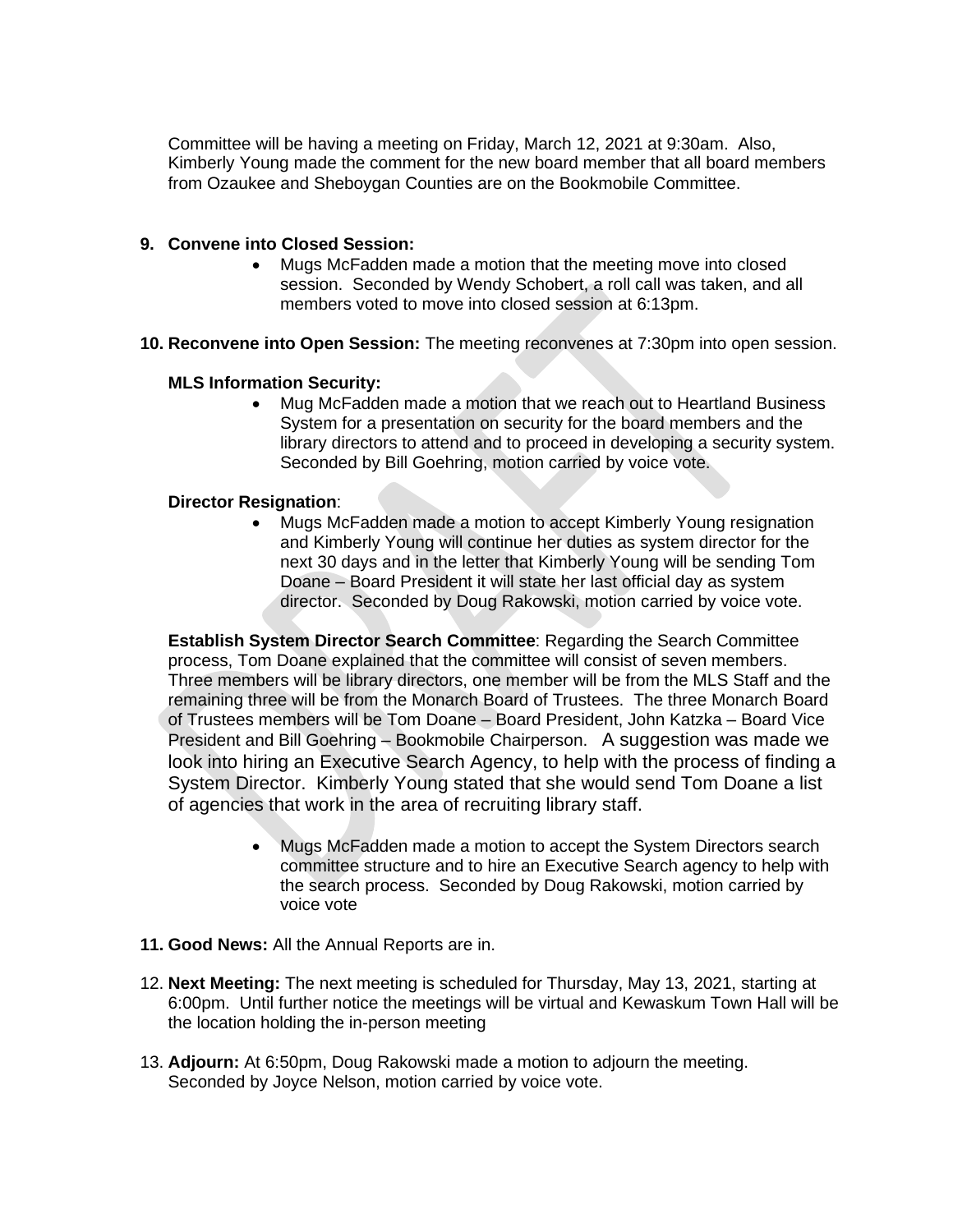Committee will be having a meeting on Friday, March 12, 2021 at 9:30am. Also, Kimberly Young made the comment for the new board member that all board members from Ozaukee and Sheboygan Counties are on the Bookmobile Committee.

9. **Convene into Closed Session:**
    - Mugs McFadden made a motion that the meeting move into closed session. Seconded by Wendy Schobert, a roll call was taken, and all members voted to move into closed session at 6:13pm.

10. **Reconvene into Open Session:** The meeting reconvenes at 7:30pm into open session.

    **MLS Information Security:**
    - Mug McFadden made a motion that we reach out to Heartland Business System for a presentation on security for the board members and the library directors to attend and to proceed in developing a security system. Seconded by Bill Goehring, motion carried by voice vote.

    **Director Resignation**:
    - Mugs McFadden made a motion to accept Kimberly Young resignation and Kimberly Young will continue her duties as system director for the next 30 days and in the letter that Kimberly Young will be sending Tom Doane – Board President it will state her last official day as system director. Seconded by Doug Rakowski, motion carried by voice vote.

    **Establish System Director Search Committee**: Regarding the Search Committee process, Tom Doane explained that the committee will consist of seven members. Three members will be library directors, one member will be from the MLS Staff and the remaining three will be from the Monarch Board of Trustees. The three Monarch Board of Trustees members will be Tom Doane – Board President, John Katzka – Board Vice President and Bill Goehring – Bookmobile Chairperson. A suggestion was made we look into hiring an Executive Search Agency, to help with the process of finding a System Director. Kimberly Young stated that she would send Tom Doane a list of agencies that work in the area of recruiting library staff.

    - Mugs McFadden made a motion to accept the System Directors search committee structure and to hire an Executive Search agency to help with the search process. Seconded by Doug Rakowski, motion carried by voice vote

11. **Good News:** All the Annual Reports are in.

12. **Next Meeting:** The next meeting is scheduled for Thursday, May 13, 2021, starting at 6:00pm. Until further notice the meetings will be virtual and Kewaskum Town Hall will be the location holding the in-person meeting

13. **Adjourn:** At 6:50pm, Doug Rakowski made a motion to adjourn the meeting. Seconded by Joyce Nelson, motion carried by voice vote.